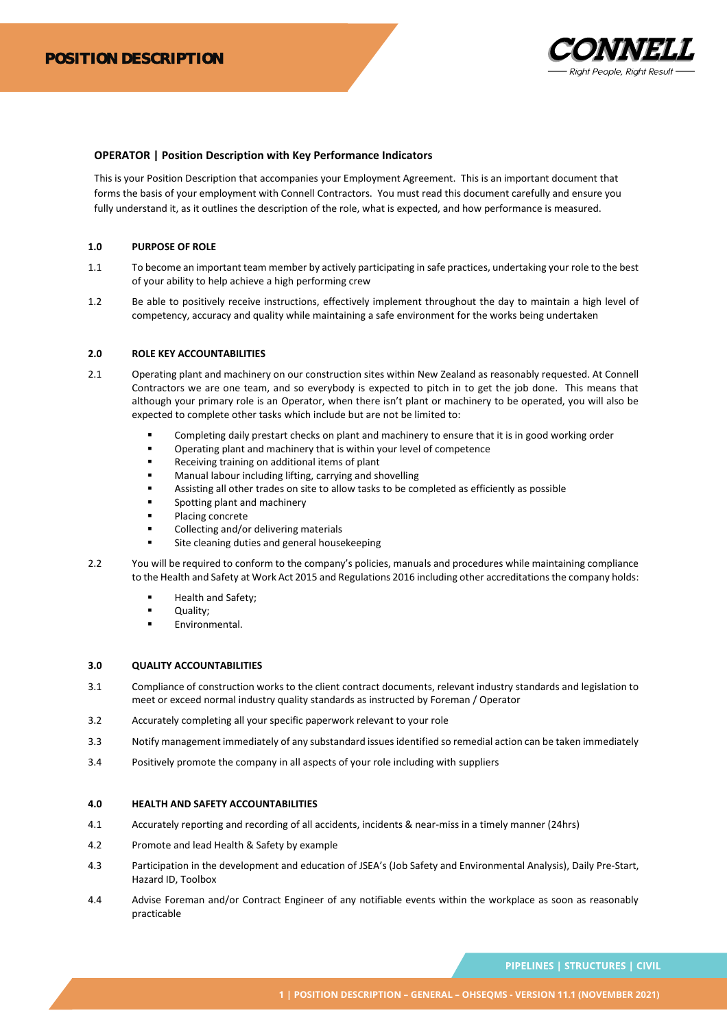# POSITION DESCRIPTION

**CONNELL**
*Right People, Right Result*

**OPERATOR | Position Description with Key Performance Indicators**

This is your Position Description that accompanies your Employment Agreement. This is an important document that forms the basis of your employment with Connell Contractors. You must read this document carefully and ensure you fully understand it, as it outlines the description of the role, what is expected, and how performance is measured.

## 1.0 PURPOSE OF ROLE

1.1 To become an important team member by actively participating in safe practices, undertaking your role to the best of your ability to help achieve a high performing crew

1.2 Be able to positively receive instructions, effectively implement throughout the day to maintain a high level of competency, accuracy and quality while maintaining a safe environment for the works being undertaken

## 2.0 ROLE KEY ACCOUNTABILITIES

2.1 Operating plant and machinery on our construction sites within New Zealand as reasonably requested. At Connell Contractors we are one team, and so everybody is expected to pitch in to get the job done. This means that although your primary role is an Operator, when there isn't plant or machinery to be operated, you will also be expected to complete other tasks which include but are not be limited to:

- Completing daily prestart checks on plant and machinery to ensure that it is in good working order
- Operating plant and machinery that is within your level of competence
- Receiving training on additional items of plant
- Manual labour including lifting, carrying and shovelling
- Assisting all other trades on site to allow tasks to be completed as efficiently as possible
- Spotting plant and machinery
- Placing concrete
- Collecting and/or delivering materials
- Site cleaning duties and general housekeeping

2.2 You will be required to conform to the company's policies, manuals and procedures while maintaining compliance to the Health and Safety at Work Act 2015 and Regulations 2016 including other accreditations the company holds:

- Health and Safety;
- Quality;
- Environmental.

## 3.0 QUALITY ACCOUNTABILITIES

3.1 Compliance of construction works to the client contract documents, relevant industry standards and legislation to meet or exceed normal industry quality standards as instructed by Foreman / Operator

3.2 Accurately completing all your specific paperwork relevant to your role

3.3 Notify management immediately of any substandard issues identified so remedial action can be taken immediately

3.4 Positively promote the company in all aspects of your role including with suppliers

## 4.0 HEALTH AND SAFETY ACCOUNTABILITIES

4.1 Accurately reporting and recording of all accidents, incidents & near-miss in a timely manner (24hrs)

4.2 Promote and lead Health & Safety by example

4.3 Participation in the development and education of JSEA's (Job Safety and Environmental Analysis), Daily Pre-Start, Hazard ID, Toolbox

4.4 Advise Foreman and/or Contract Engineer of any notifiable events within the workplace as soon as reasonably practicable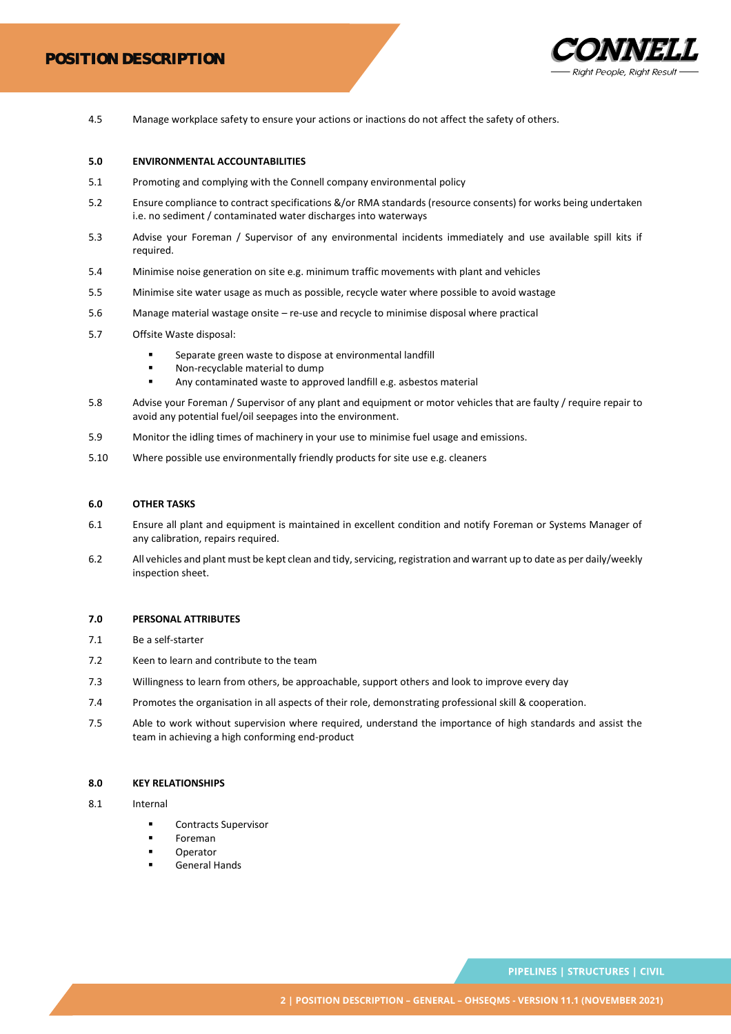4.5 Manage workplace safety to ensure your actions or inactions do not affect the safety of others.

**5.0 ENVIRONMENTAL ACCOUNTABILITIES**

5.1 Promoting and complying with the Connell company environmental policy

5.2 Ensure compliance to contract specifications &/or RMA standards (resource consents) for works being undertaken i.e. no sediment / contaminated water discharges into waterways

5.3 Advise your Foreman / Supervisor of any environmental incidents immediately and use available spill kits if required.

5.4 Minimise noise generation on site e.g. minimum traffic movements with plant and vehicles

5.5 Minimise site water usage as much as possible, recycle water where possible to avoid wastage

5.6 Manage material wastage onsite – re-use and recycle to minimise disposal where practical

5.7 Offsite Waste disposal:

- Separate green waste to dispose at environmental landfill
- Non-recyclable material to dump
- Any contaminated waste to approved landfill e.g. asbestos material

5.8 Advise your Foreman / Supervisor of any plant and equipment or motor vehicles that are faulty / require repair to avoid any potential fuel/oil seepages into the environment.

5.9 Monitor the idling times of machinery in your use to minimise fuel usage and emissions.

5.10 Where possible use environmentally friendly products for site use e.g. cleaners

**6.0 OTHER TASKS**

6.1 Ensure all plant and equipment is maintained in excellent condition and notify Foreman or Systems Manager of any calibration, repairs required.

6.2 All vehicles and plant must be kept clean and tidy, servicing, registration and warrant up to date as per daily/weekly inspection sheet.

**7.0 PERSONAL ATTRIBUTES**

7.1 Be a self-starter

7.2 Keen to learn and contribute to the team

7.3 Willingness to learn from others, be approachable, support others and look to improve every day

7.4 Promotes the organisation in all aspects of their role, demonstrating professional skill & cooperation.

7.5 Able to work without supervision where required, understand the importance of high standards and assist the team in achieving a high conforming end-product

**8.0 KEY RELATIONSHIPS**

8.1 Internal

- Contracts Supervisor
- Foreman
- Operator
- General Hands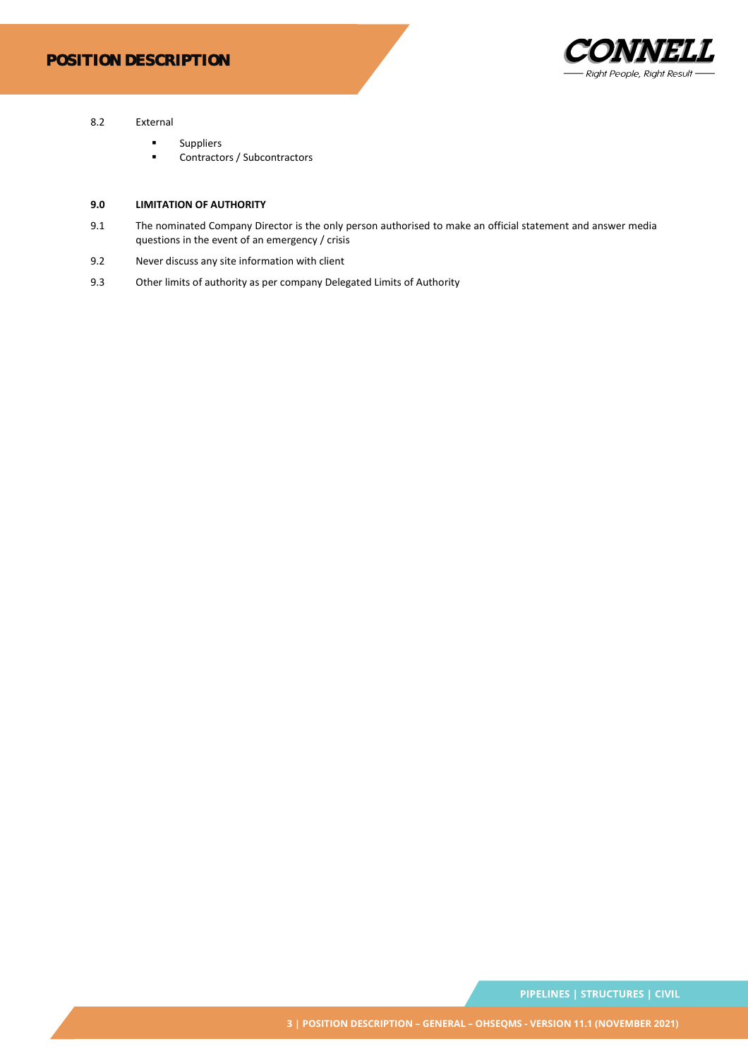8.2 External

- Suppliers
- Contractors / Subcontractors

**9.0 LIMITATION OF AUTHORITY**

9.1 The nominated Company Director is the only person authorised to make an official statement and answer media questions in the event of an emergency / crisis

9.2 Never discuss any site information with client

9.3 Other limits of authority as per company Delegated Limits of Authority